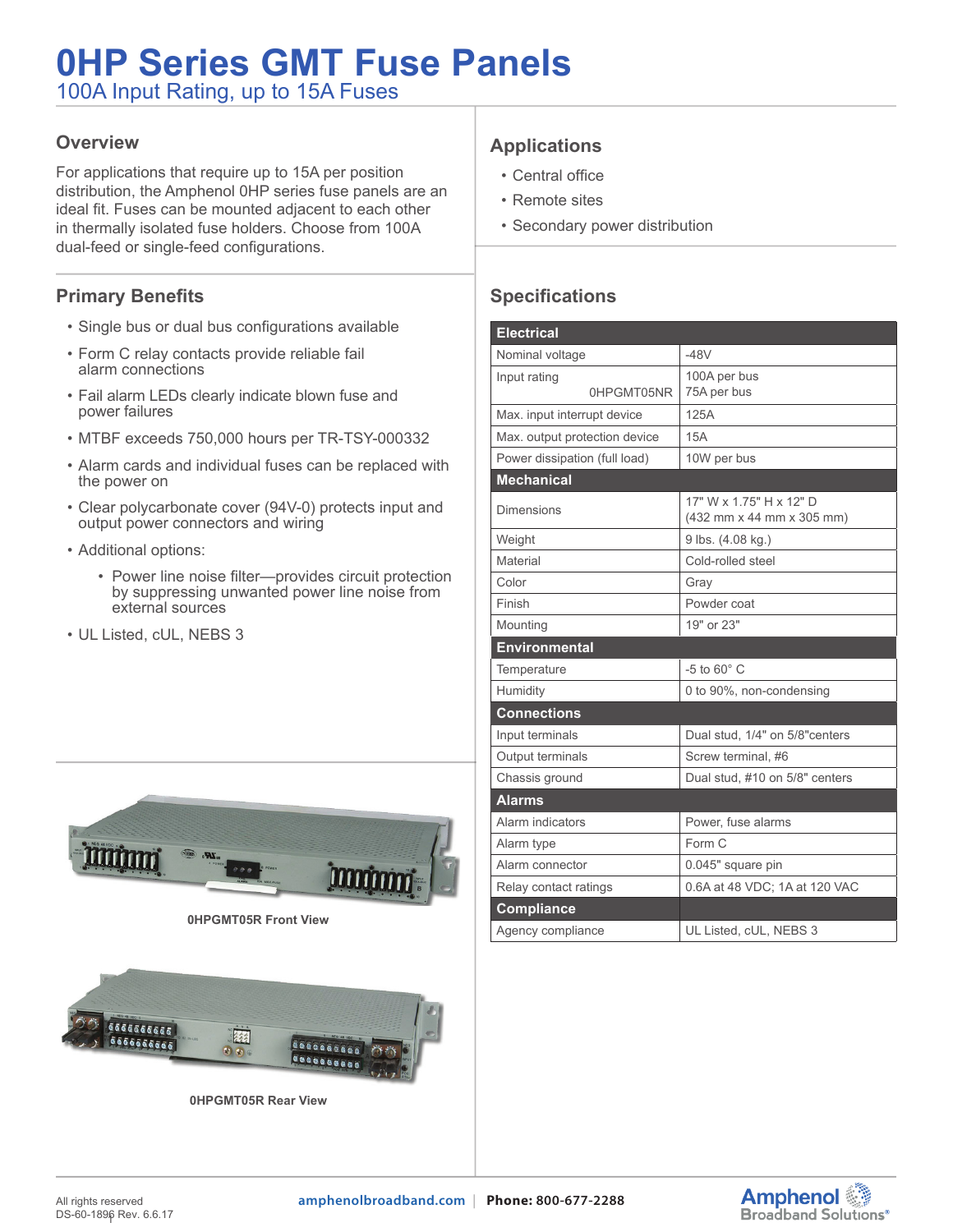# 0HP Series GMT Fuse Panels

100A Input Rating, up to 15A Fuses

## Overview

For applications that require up to 15A per position distribution, the Amphenol 0HP series fuse panels are an ideal fit. Fuses can be mounted adjacent to each other in thermally isolated fuse holders. Choose from 100A dual-feed or single-feed configurations.

## Applications

- Central office
- Remote sites
- Secondary power distribution

## Primary Benefits

- Single bus or dual bus configurations available
- Form C relay contacts provide reliable fail alarm connections
- Fail alarm LEDs clearly indicate blown fuse and power failures
- MTBF exceeds 750,000 hours per TR-TSY-000332
- Alarm cards and individual fuses can be replaced with the power on
- Clear polycarbonate cover (94V-0) protects input and output power connectors and wiring
- Additional options:
  - Power line noise filter—provides circuit protection by suppressing unwanted power line noise from external sources
- UL Listed, cUL, NEBS 3

0HPGMT05R Front View

0HPGMT05R Rear View

## Specifications

| Electrical | |
|---|---|
| Nominal voltage | -48V |
| Input rating<br>0HPGMT05NR | 100A per bus<br>75A per bus |
| Max. input interrupt device | 125A |
| Max. output protection device | 15A |
| Power dissipation (full load) | 10W per bus |
| **Mechanical** | |
| Dimensions | 17" W x 1.75" H x 12" D<br>(432 mm x 44 mm x 305 mm) |
| Weight | 9 lbs. (4.08 kg.) |
| Material | Cold-rolled steel |
| Color | Gray |
| Finish | Powder coat |
| Mounting | 19" or 23" |
| **Environmental** | |
| Temperature | -5 to 60° C |
| Humidity | 0 to 90%, non-condensing |
| **Connections** | |
| Input terminals | Dual stud, 1/4" on 5/8"centers |
| Output terminals | Screw terminal, #6 |
| Chassis ground | Dual stud, #10 on 5/8" centers |
| **Alarms** | |
| Alarm indicators | Power, fuse alarms |
| Alarm type | Form C |
| Alarm connector | 0.045" square pin |
| Relay contact ratings | 0.6A at 48 VDC; 1A at 120 VAC |
| **Compliance** | |
| Agency compliance | UL Listed, cUL, NEBS 3 |

All rights reserved
DS-60-1896 Rev. 6.6.17

amphenolbroadband.com | Phone: 800-677-2288

Amphenol Broadband Solutions®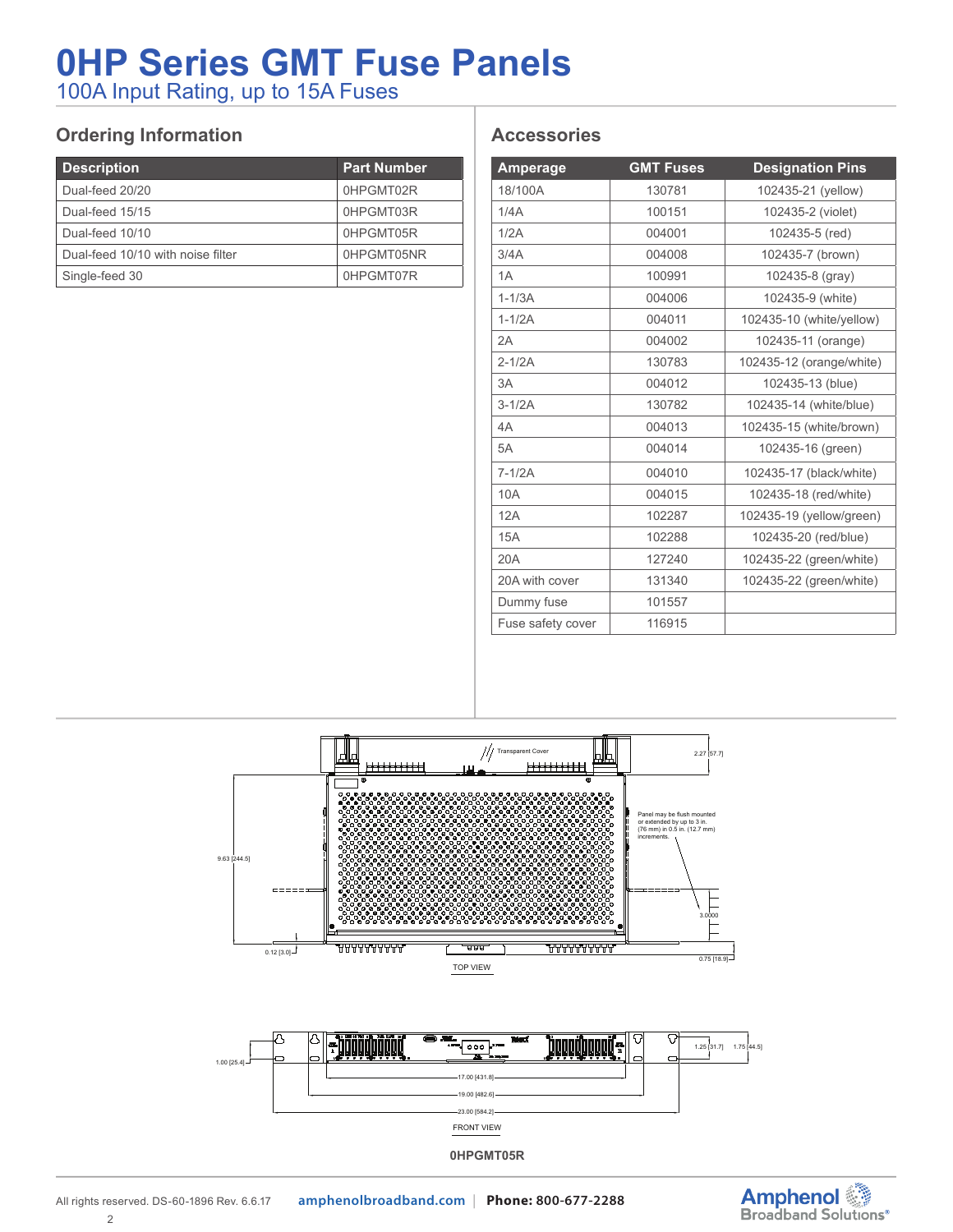# 0HP Series GMT Fuse Panels

100A Input Rating, up to 15A Fuses

## Ordering Information

| Description | Part Number |
|---|---|
| Dual-feed 20/20 | 0HPGMT02R |
| Dual-feed 15/15 | 0HPGMT03R |
| Dual-feed 10/10 | 0HPGMT05R |
| Dual-feed 10/10 with noise filter | 0HPGMT05NR |
| Single-feed 30 | 0HPGMT07R |

## Accessories

| Amperage | GMT Fuses | Designation Pins |
|---|---|---|
| 18/100A | 130781 | 102435-21 (yellow) |
| 1/4A | 100151 | 102435-2 (violet) |
| 1/2A | 004001 | 102435-5 (red) |
| 3/4A | 004008 | 102435-7 (brown) |
| 1A | 100991 | 102435-8 (gray) |
| 1-1/3A | 004006 | 102435-9 (white) |
| 1-1/2A | 004011 | 102435-10 (white/yellow) |
| 2A | 004002 | 102435-11 (orange) |
| 2-1/2A | 130783 | 102435-12 (orange/white) |
| 3A | 004012 | 102435-13 (blue) |
| 3-1/2A | 130782 | 102435-14 (white/blue) |
| 4A | 004013 | 102435-15 (white/brown) |
| 5A | 004014 | 102435-16 (green) |
| 7-1/2A | 004010 | 102435-17 (black/white) |
| 10A | 004015 | 102435-18 (red/white) |
| 12A | 102287 | 102435-19 (yellow/green) |
| 15A | 102288 | 102435-20 (red/blue) |
| 20A | 127240 | 102435-22 (green/white) |
| 20A with cover | 131340 | 102435-22 (green/white) |
| Dummy fuse | 101557 | |
| Fuse safety cover | 116915 | |

Transparent Cover

2.27 [57.7]

Panel may be flush mounted or extended by up to 3 in. (76 mm) in 0.5 in. (12.7 mm) increments.

9.63 [244.5]

3.0000

0.12 [3.0]

0.75 [18.9]

TOP VIEW

1.25 [31.7]

1.75 [44.5]

1.00 [25.4]

17.00 [431.8]

19.00 [482.6]

23.00 [584.2]

FRONT VIEW

**0HPGMT05R**

All rights reserved. DS-60-1896 Rev. 6.6.17 | amphenolbroadband.com | Phone: 800-677-2288

Amphenol Broadband Solutions®